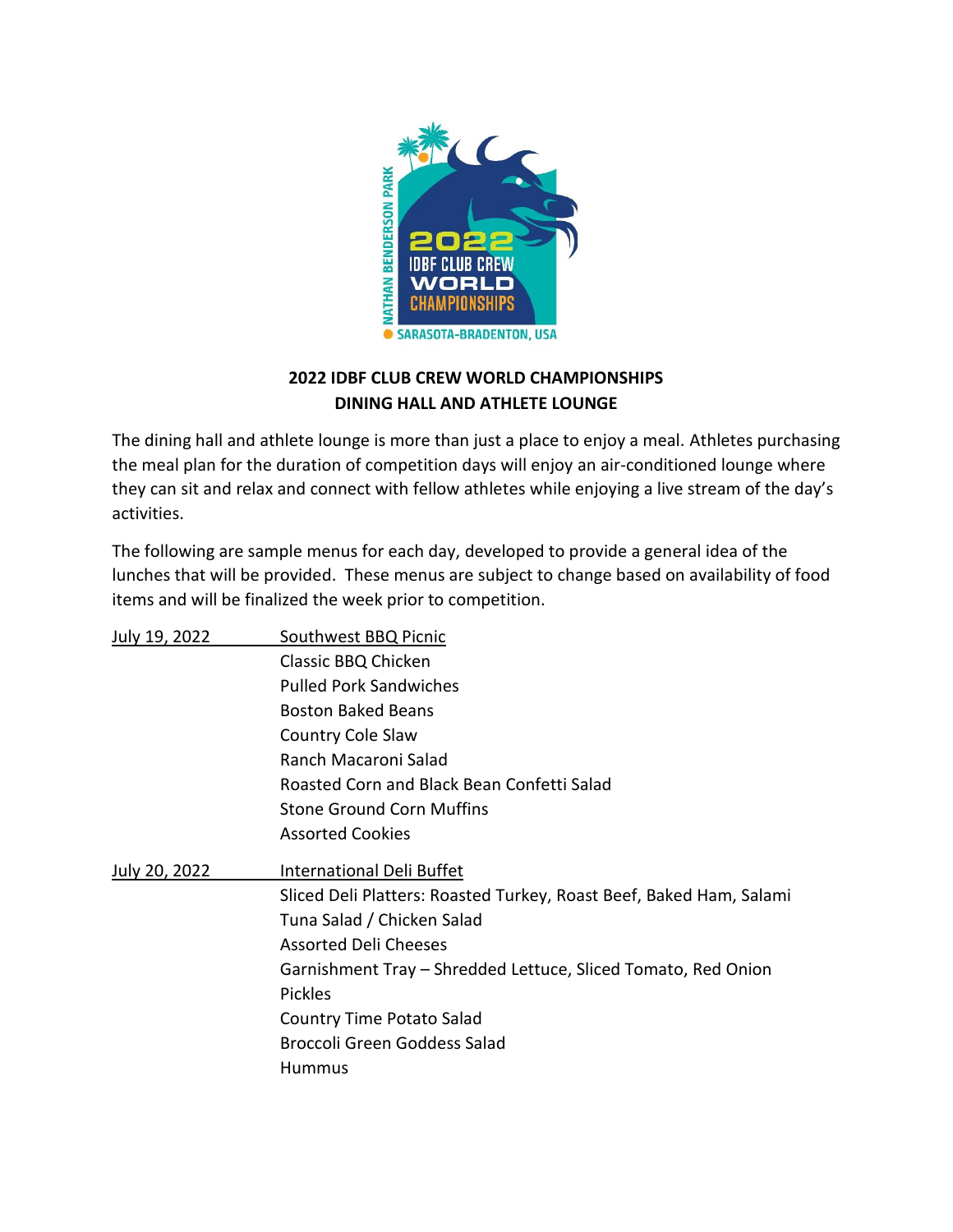# 2022 IDBF CLUB CREW WORLD CHAMPIONSHIPS
## DINING HALL AND ATHLETE LOUNGE

The dining hall and athlete lounge is more than just a place to enjoy a meal. Athletes purchasing the meal plan for the duration of competition days will enjoy an air-conditioned lounge where they can sit and relax and connect with fellow athletes while enjoying a live stream of the day's activities.

The following are sample menus for each day, developed to provide a general idea of the lunches that will be provided. These menus are subject to change based on availability of food items and will be finalized the week prior to competition.

**July 19, 2022** — Southwest BBQ Picnic

- Classic BBQ Chicken
- Pulled Pork Sandwiches
- Boston Baked Beans
- Country Cole Slaw
- Ranch Macaroni Salad
- Roasted Corn and Black Bean Confetti Salad
- Stone Ground Corn Muffins
- Assorted Cookies

**July 20, 2022** — International Deli Buffet

- Sliced Deli Platters: Roasted Turkey, Roast Beef, Baked Ham, Salami
- Tuna Salad / Chicken Salad
- Assorted Deli Cheeses
- Garnishment Tray – Shredded Lettuce, Sliced Tomato, Red Onion
- Pickles
- Country Time Potato Salad
- Broccoli Green Goddess Salad
- Hummus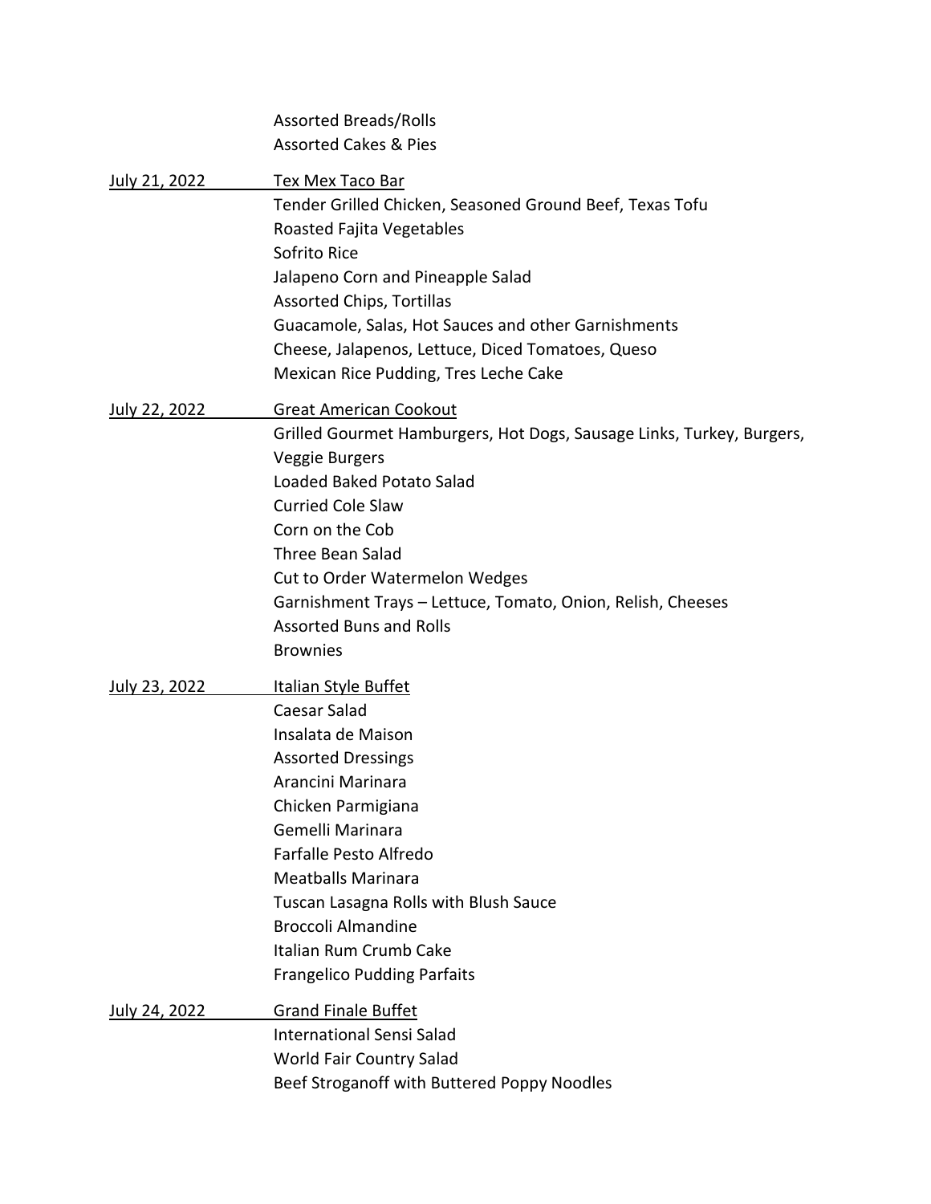Assorted Breads/Rolls
Assorted Cakes & Pies

<u>July 21, 2022</u> <u>Tex Mex Taco Bar</u>
Tender Grilled Chicken, Seasoned Ground Beef, Texas Tofu
Roasted Fajita Vegetables
Sofrito Rice
Jalapeno Corn and Pineapple Salad
Assorted Chips, Tortillas
Guacamole, Salas, Hot Sauces and other Garnishments
Cheese, Jalapenos, Lettuce, Diced Tomatoes, Queso
Mexican Rice Pudding, Tres Leche Cake

<u>July 22, 2022</u> <u>Great American Cookout</u>
Grilled Gourmet Hamburgers, Hot Dogs, Sausage Links, Turkey, Burgers, Veggie Burgers
Loaded Baked Potato Salad
Curried Cole Slaw
Corn on the Cob
Three Bean Salad
Cut to Order Watermelon Wedges
Garnishment Trays – Lettuce, Tomato, Onion, Relish, Cheeses
Assorted Buns and Rolls
Brownies

<u>July 23, 2022</u> <u>Italian Style Buffet</u>
Caesar Salad
Insalata de Maison
Assorted Dressings
Arancini Marinara
Chicken Parmigiana
Gemelli Marinara
Farfalle Pesto Alfredo
Meatballs Marinara
Tuscan Lasagna Rolls with Blush Sauce
Broccoli Almandine
Italian Rum Crumb Cake
Frangelico Pudding Parfaits

<u>July 24, 2022</u> <u>Grand Finale Buffet</u>
International Sensi Salad
World Fair Country Salad
Beef Stroganoff with Buttered Poppy Noodles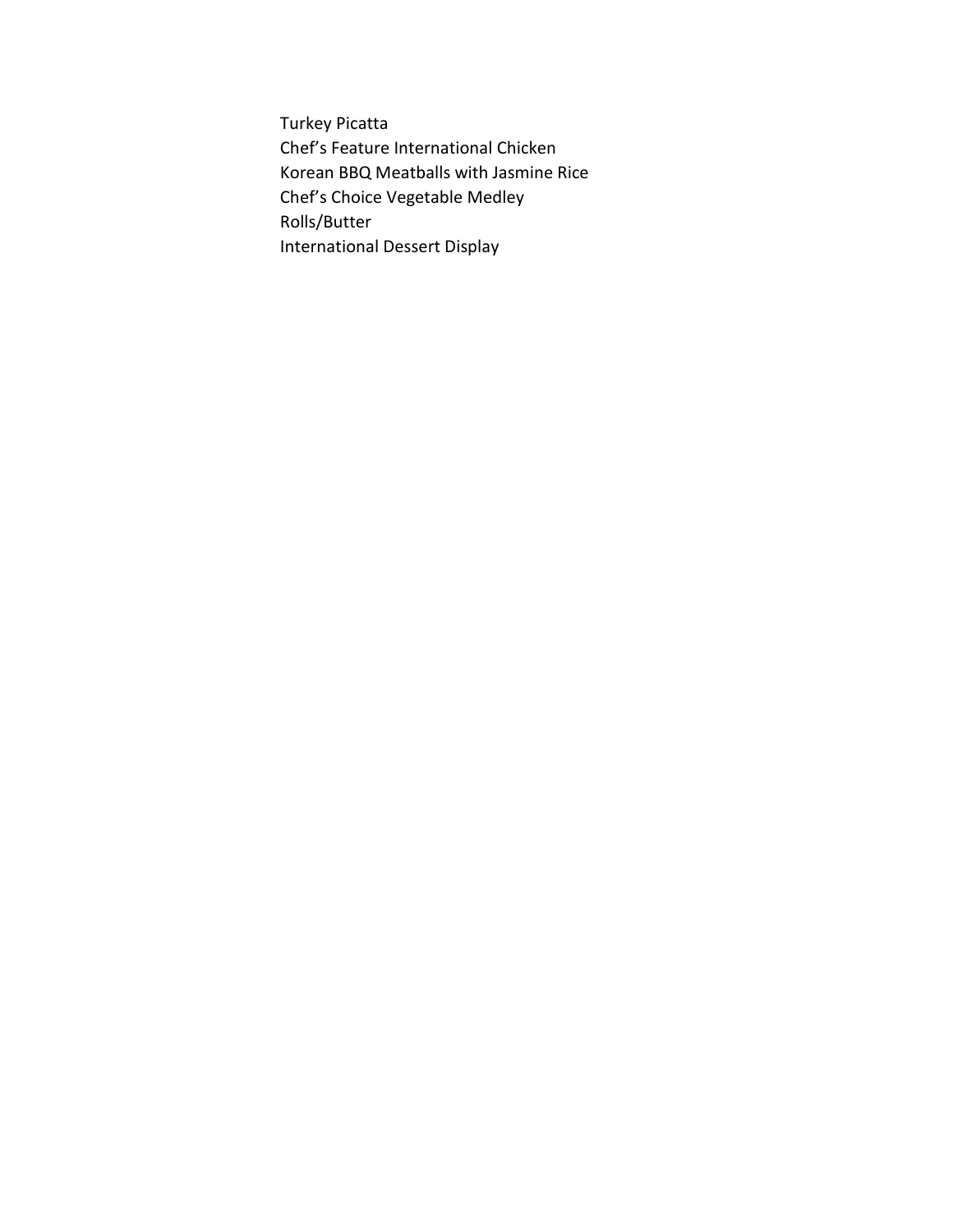Turkey Picatta
Chef's Feature International Chicken
Korean BBQ Meatballs with Jasmine Rice
Chef's Choice Vegetable Medley
Rolls/Butter
International Dessert Display